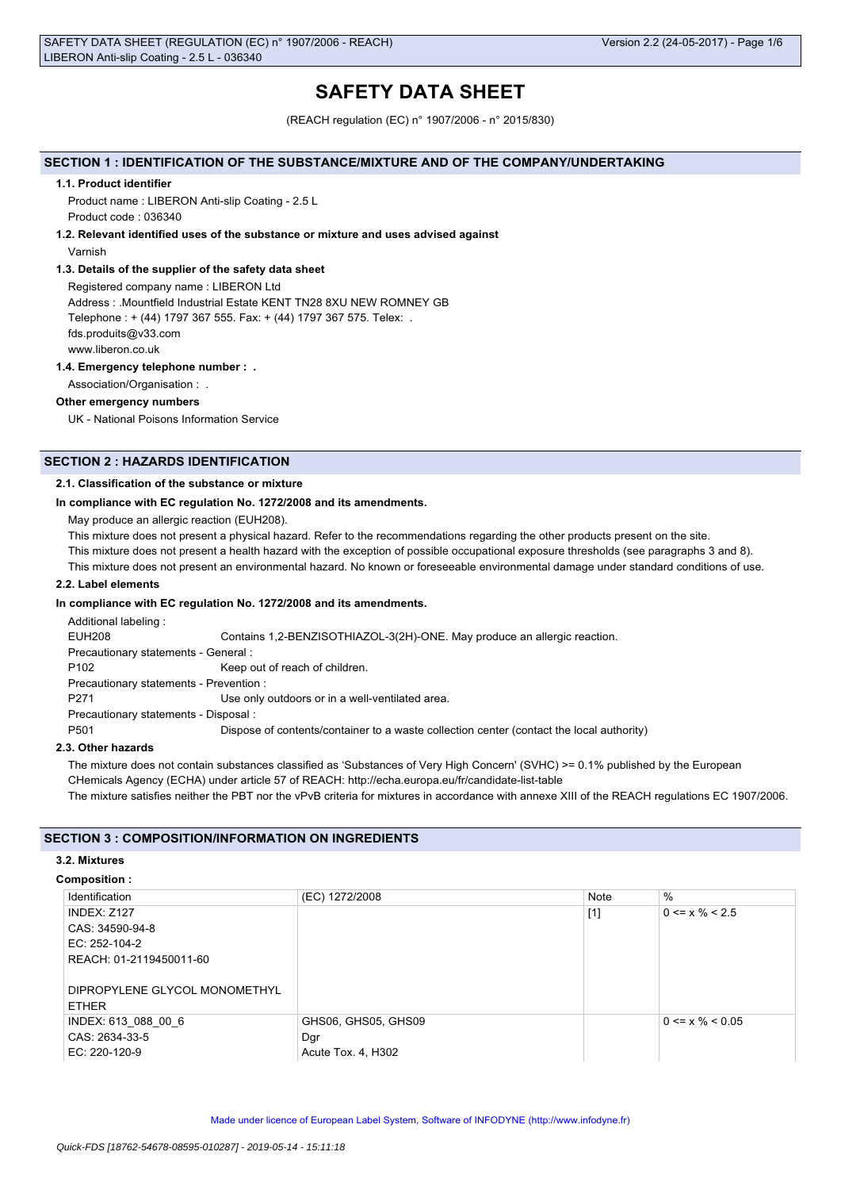# SAFETY DATA SHEET

(REACH regulation (EC) n° 1907/2006 - n° 2015/830)

## SECTION 1 : IDENTIFICATION OF THE SUBSTANCE/MIXTURE AND OF THE COMPANY/UNDERTAKING

### 1.1. Product identifier

Product name : LIBERON Anti-slip Coating - 2.5 L

Product code : 036340

### 1.2. Relevant identified uses of the substance or mixture and uses advised against

Varnish

### 1.3. Details of the supplier of the safety data sheet

Registered company name : LIBERON Ltd

Address : .Mountfield Industrial Estate KENT TN28 8XU NEW ROMNEY GB

Telephone : + (44) 1797 367 555. Fax: + (44) 1797 367 575. Telex: .

fds.produits@v33.com

www.liberon.co.uk

### 1.4. Emergency telephone number : .

Association/Organisation : .

**Other emergency numbers**

UK - National Poisons Information Service

## SECTION 2 : HAZARDS IDENTIFICATION

### 2.1. Classification of the substance or mixture

**In compliance with EC regulation No. 1272/2008 and its amendments.**

May produce an allergic reaction (EUH208).

This mixture does not present a physical hazard. Refer to the recommendations regarding the other products present on the site.

This mixture does not present a health hazard with the exception of possible occupational exposure thresholds (see paragraphs 3 and 8).

This mixture does not present an environmental hazard. No known or foreseeable environmental damage under standard conditions of use.

### 2.2. Label elements

**In compliance with EC regulation No. 1272/2008 and its amendments.**

Additional labeling :

EUH208 Contains 1,2-BENZISOTHIAZOL-3(2H)-ONE. May produce an allergic reaction.

Precautionary statements - General :

P102 Keep out of reach of children.

Precautionary statements - Prevention :

P271 Use only outdoors or in a well-ventilated area.

Precautionary statements - Disposal :

P501 Dispose of contents/container to a waste collection center (contact the local authority)

### 2.3. Other hazards

The mixture does not contain substances classified as 'Substances of Very High Concern' (SVHC) >= 0.1% published by the European CHemicals Agency (ECHA) under article 57 of REACH: http://echa.europa.eu/fr/candidate-list-table

The mixture satisfies neither the PBT nor the vPvB criteria for mixtures in accordance with annexe XIII of the REACH regulations EC 1907/2006.

## SECTION 3 : COMPOSITION/INFORMATION ON INGREDIENTS

### 3.2. Mixtures

**Composition :**

| Identification | (EC) 1272/2008 | Note | % |
|---|---|---|---|
| INDEX: Z127<br>CAS: 34590-94-8<br>EC: 252-104-2<br>REACH: 01-2119450011-60<br><br>DIPROPYLENE GLYCOL MONOMETHYL ETHER | | [1] | 0 <= x % < 2.5 |
| INDEX: 613_088_00_6<br>CAS: 2634-33-5<br>EC: 220-120-9 | GHS06, GHS05, GHS09<br>Dgr<br>Acute Tox. 4, H302 | | 0 <= x % < 0.05 |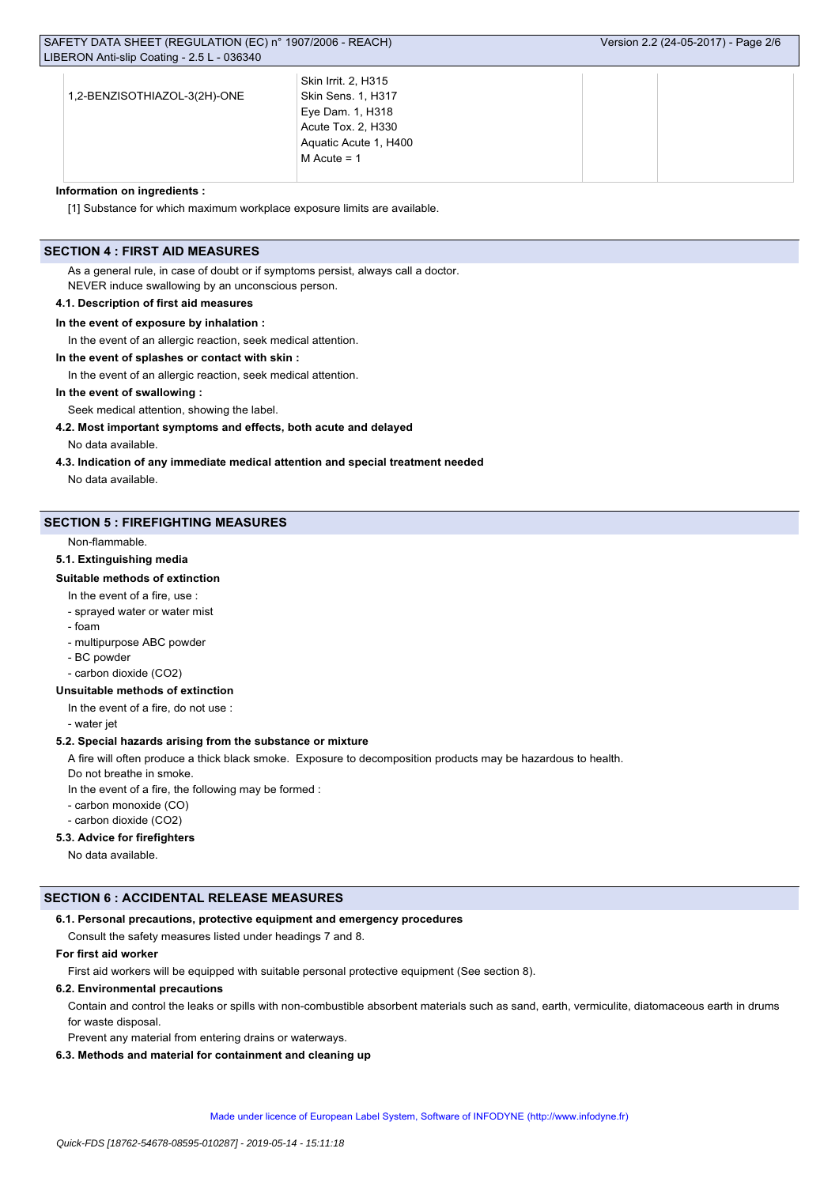| 1,2-BENZISOTHIAZOL-3(2H)-ONE | Skin Irrit. 2, H315<br>Skin Sens. 1, H317<br>Eye Dam. 1, H318<br>Acute Tox. 2, H330<br>Aquatic Acute 1, H400<br>M Acute = 1 | | |
|---|---|---|---|

**Information on ingredients :**

[1] Substance for which maximum workplace exposure limits are available.

## SECTION 4 : FIRST AID MEASURES

As a general rule, in case of doubt or if symptoms persist, always call a doctor.
NEVER induce swallowing by an unconscious person.

### 4.1. Description of first aid measures

**In the event of exposure by inhalation :**

In the event of an allergic reaction, seek medical attention.

**In the event of splashes or contact with skin :**

In the event of an allergic reaction, seek medical attention.

**In the event of swallowing :**

Seek medical attention, showing the label.

### 4.2. Most important symptoms and effects, both acute and delayed

No data available.

### 4.3. Indication of any immediate medical attention and special treatment needed

No data available.

## SECTION 5 : FIREFIGHTING MEASURES

Non-flammable.

### 5.1. Extinguishing media

**Suitable methods of extinction**

In the event of a fire, use :

- sprayed water or water mist
- foam
- multipurpose ABC powder
- BC powder
- carbon dioxide ($CO_2$)

**Unsuitable methods of extinction**

In the event of a fire, do not use :

- water jet

### 5.2. Special hazards arising from the substance or mixture

A fire will often produce a thick black smoke. Exposure to decomposition products may be hazardous to health.
Do not breathe in smoke.
In the event of a fire, the following may be formed :

- carbon monoxide (CO)
- carbon dioxide ($CO_2$)

### 5.3. Advice for firefighters

No data available.

## SECTION 6 : ACCIDENTAL RELEASE MEASURES

### 6.1. Personal precautions, protective equipment and emergency procedures

Consult the safety measures listed under headings 7 and 8.

**For first aid worker**

First aid workers will be equipped with suitable personal protective equipment (See section 8).

### 6.2. Environmental precautions

Contain and control the leaks or spills with non-combustible absorbent materials such as sand, earth, vermiculite, diatomaceous earth in drums for waste disposal.
Prevent any material from entering drains or waterways.

### 6.3. Methods and material for containment and cleaning up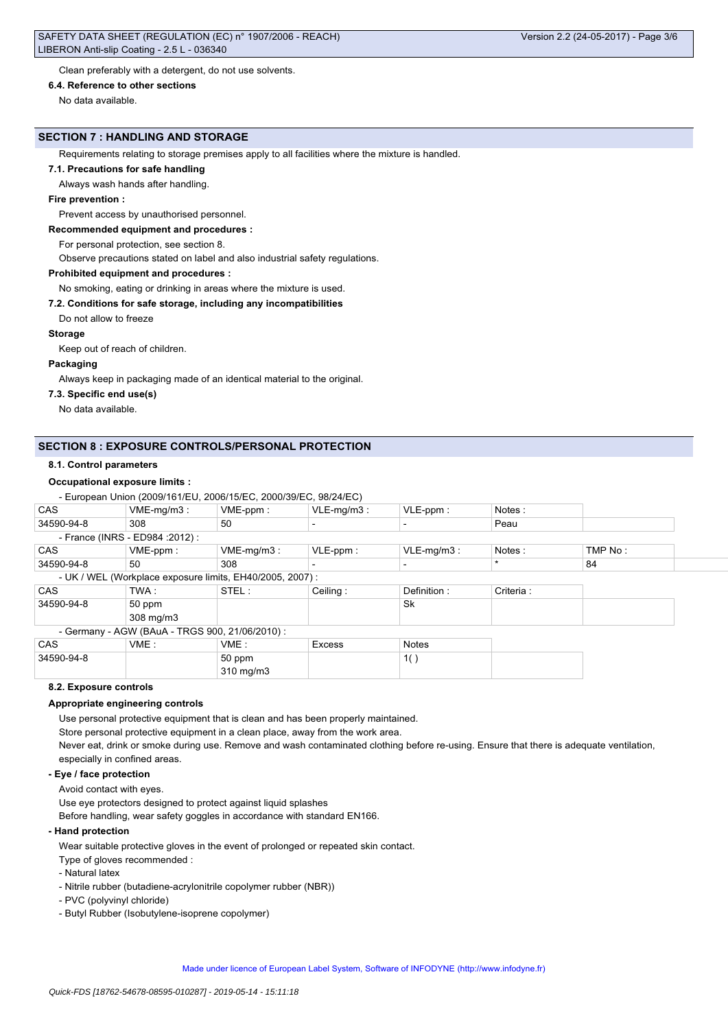Clean preferably with a detergent, do not use solvents.

**6.4. Reference to other sections**

No data available.

## SECTION 7 : HANDLING AND STORAGE

Requirements relating to storage premises apply to all facilities where the mixture is handled.

**7.1. Precautions for safe handling**

Always wash hands after handling.

**Fire prevention :**

Prevent access by unauthorised personnel.

**Recommended equipment and procedures :**

For personal protection, see section 8.

Observe precautions stated on label and also industrial safety regulations.

**Prohibited equipment and procedures :**

No smoking, eating or drinking in areas where the mixture is used.

**7.2. Conditions for safe storage, including any incompatibilities**

Do not allow to freeze

**Storage**

Keep out of reach of children.

**Packaging**

Always keep in packaging made of an identical material to the original.

**7.3. Specific end use(s)**

No data available.

## SECTION 8 : EXPOSURE CONTROLS/PERSONAL PROTECTION

**8.1. Control parameters**

**Occupational exposure limits :**

- European Union (2009/161/EU, 2006/15/EC, 2000/39/EC, 98/24/EC)

| CAS | VME-mg/m3 : | VME-ppm : | VLE-mg/m3 : | VLE-ppm : | Notes : |
|---|---|---|---|---|---|
| 34590-94-8 | 308 | 50 | - | - | Peau |

- France (INRS - ED984 :2012) :

| CAS | VME-ppm : | VME-mg/m3 : | VLE-ppm : | VLE-mg/m3 : | Notes : | TMP No : |
|---|---|---|---|---|---|---|
| 34590-94-8 | 50 | 308 | - | - | * | 84 |

- UK / WEL (Workplace exposure limits, EH40/2005, 2007) :

| CAS | TWA : | STEL : | Ceiling : | Definition : | Criteria : |
|---|---|---|---|---|---|
| 34590-94-8 | 50 ppm<br>308 mg/m3 | | | Sk | |

- Germany - AGW (BAuA - TRGS 900, 21/06/2010) :

| CAS | VME : | VME : | Excess | Notes |
|---|---|---|---|---|
| 34590-94-8 | | 50 ppm<br>310 mg/m3 | | 1( ) |

**8.2. Exposure controls**

**Appropriate engineering controls**

Use personal protective equipment that is clean and has been properly maintained.

Store personal protective equipment in a clean place, away from the work area.

Never eat, drink or smoke during use. Remove and wash contaminated clothing before re-using. Ensure that there is adequate ventilation, especially in confined areas.

**- Eye / face protection**

Avoid contact with eyes.

Use eye protectors designed to protect against liquid splashes

Before handling, wear safety goggles in accordance with standard EN166.

**- Hand protection**

Wear suitable protective gloves in the event of prolonged or repeated skin contact.

Type of gloves recommended :

- Natural latex
- Nitrile rubber (butadiene-acrylonitrile copolymer rubber (NBR))
- PVC (polyvinyl chloride)
- Butyl Rubber (Isobutylene-isoprene copolymer)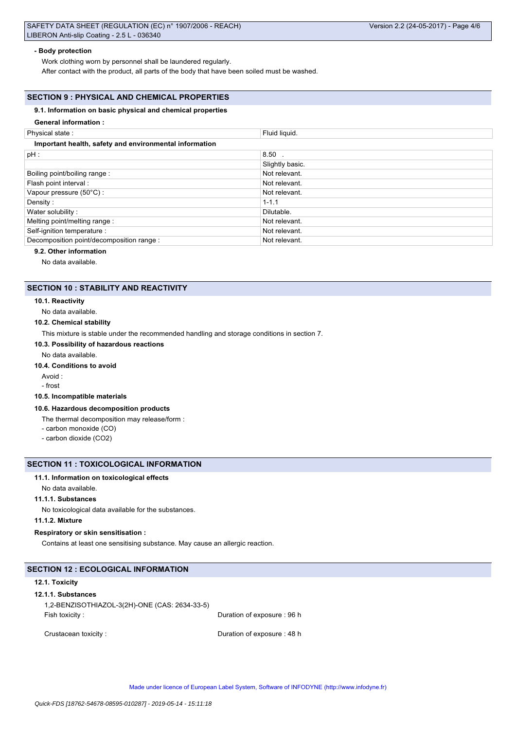**- Body protection**

Work clothing worn by personnel shall be laundered regularly.

After contact with the product, all parts of the body that have been soiled must be washed.

## SECTION 9 : PHYSICAL AND CHEMICAL PROPERTIES

### 9.1. Information on basic physical and chemical properties

**General information :**

| Physical state : | Fluid liquid. |
|---|---|

**Important health, safety and environmental information**

| pH : | 8.50 . |
|---|---|
| | Slightly basic. |
| Boiling point/boiling range : | Not relevant. |
| Flash point interval : | Not relevant. |
| Vapour pressure (50°C) : | Not relevant. |
| Density : | 1-1.1 |
| Water solubility : | Dilutable. |
| Melting point/melting range : | Not relevant. |
| Self-ignition temperature : | Not relevant. |
| Decomposition point/decomposition range : | Not relevant. |

### 9.2. Other information

No data available.

## SECTION 10 : STABILITY AND REACTIVITY

### 10.1. Reactivity

No data available.

### 10.2. Chemical stability

This mixture is stable under the recommended handling and storage conditions in section 7.

### 10.3. Possibility of hazardous reactions

No data available.

### 10.4. Conditions to avoid

Avoid :

- frost

### 10.5. Incompatible materials

### 10.6. Hazardous decomposition products

The thermal decomposition may release/form :

- carbon monoxide (CO)
- carbon dioxide ($CO_2$)

## SECTION 11 : TOXICOLOGICAL INFORMATION

### 11.1. Information on toxicological effects

No data available.

#### 11.1.1. Substances

No toxicological data available for the substances.

#### 11.1.2. Mixture

**Respiratory or skin sensitisation :**

Contains at least one sensitising substance. May cause an allergic reaction.

## SECTION 12 : ECOLOGICAL INFORMATION

### 12.1. Toxicity

#### 12.1.1. Substances

1,2-BENZISOTHIAZOL-3(2H)-ONE (CAS: 2634-33-5)

| | |
|---|---|
| Fish toxicity : | Duration of exposure : 96 h |
| Crustacean toxicity : | Duration of exposure : 48 h |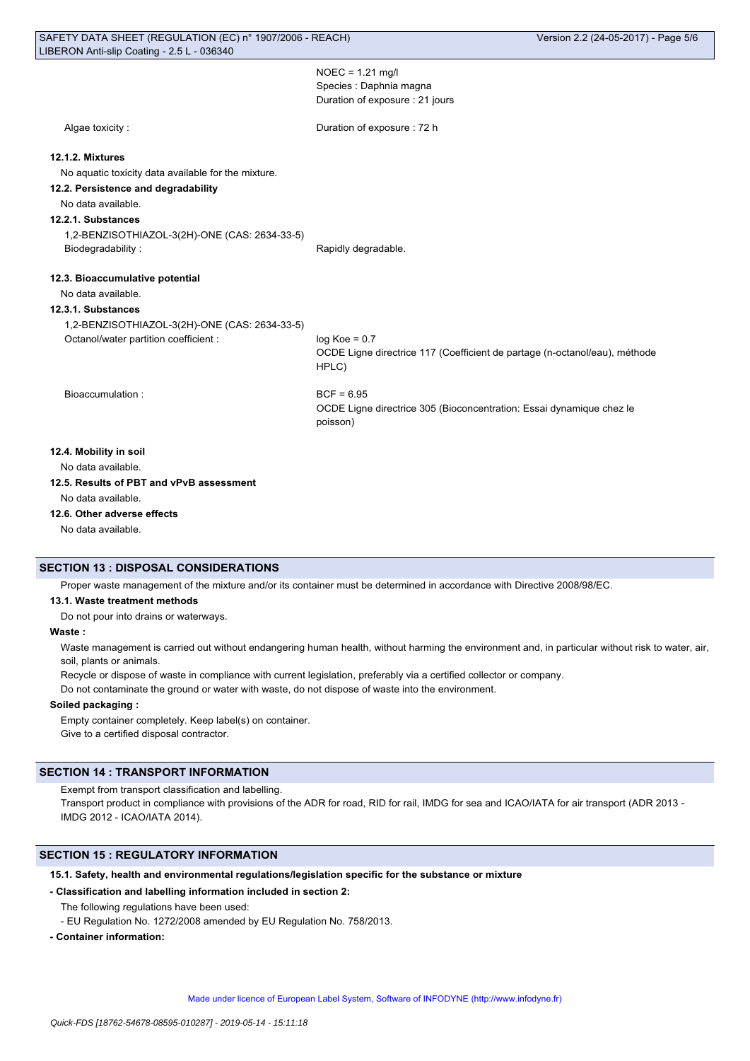NOEC = 1.21 mg/l
Species : Daphnia magna
Duration of exposure : 21 jours

Algae toxicity : Duration of exposure : 72 h

#### 12.1.2. Mixtures

No aquatic toxicity data available for the mixture.

### 12.2. Persistence and degradability

No data available.

#### 12.2.1. Substances

1,2-BENZISOTHIAZOL-3(2H)-ONE (CAS: 2634-33-5)

Biodegradability : Rapidly degradable.

### 12.3. Bioaccumulative potential

No data available.

#### 12.3.1. Substances

1,2-BENZISOTHIAZOL-3(2H)-ONE (CAS: 2634-33-5)

Octanol/water partition coefficient : log Koe = 0.7
OCDE Ligne directrice 117 (Coefficient de partage (n-octanol/eau), méthode HPLC)

Bioaccumulation : BCF = 6.95
OCDE Ligne directrice 305 (Bioconcentration: Essai dynamique chez le poisson)

### 12.4. Mobility in soil

No data available.

### 12.5. Results of PBT and vPvB assessment

No data available.

### 12.6. Other adverse effects

No data available.

## SECTION 13 : DISPOSAL CONSIDERATIONS

Proper waste management of the mixture and/or its container must be determined in accordance with Directive 2008/98/EC.

### 13.1. Waste treatment methods

Do not pour into drains or waterways.

**Waste :**

Waste management is carried out without endangering human health, without harming the environment and, in particular without risk to water, air, soil, plants or animals.

Recycle or dispose of waste in compliance with current legislation, preferably via a certified collector or company.

Do not contaminate the ground or water with waste, do not dispose of waste into the environment.

**Soiled packaging :**

Empty container completely. Keep label(s) on container.

Give to a certified disposal contractor.

## SECTION 14 : TRANSPORT INFORMATION

Exempt from transport classification and labelling.

Transport product in compliance with provisions of the ADR for road, RID for rail, IMDG for sea and ICAO/IATA for air transport (ADR 2013 - IMDG 2012 - ICAO/IATA 2014).

## SECTION 15 : REGULATORY INFORMATION

### 15.1. Safety, health and environmental regulations/legislation specific for the substance or mixture

**- Classification and labelling information included in section 2:**

The following regulations have been used:

- EU Regulation No. 1272/2008 amended by EU Regulation No. 758/2013.

**- Container information:**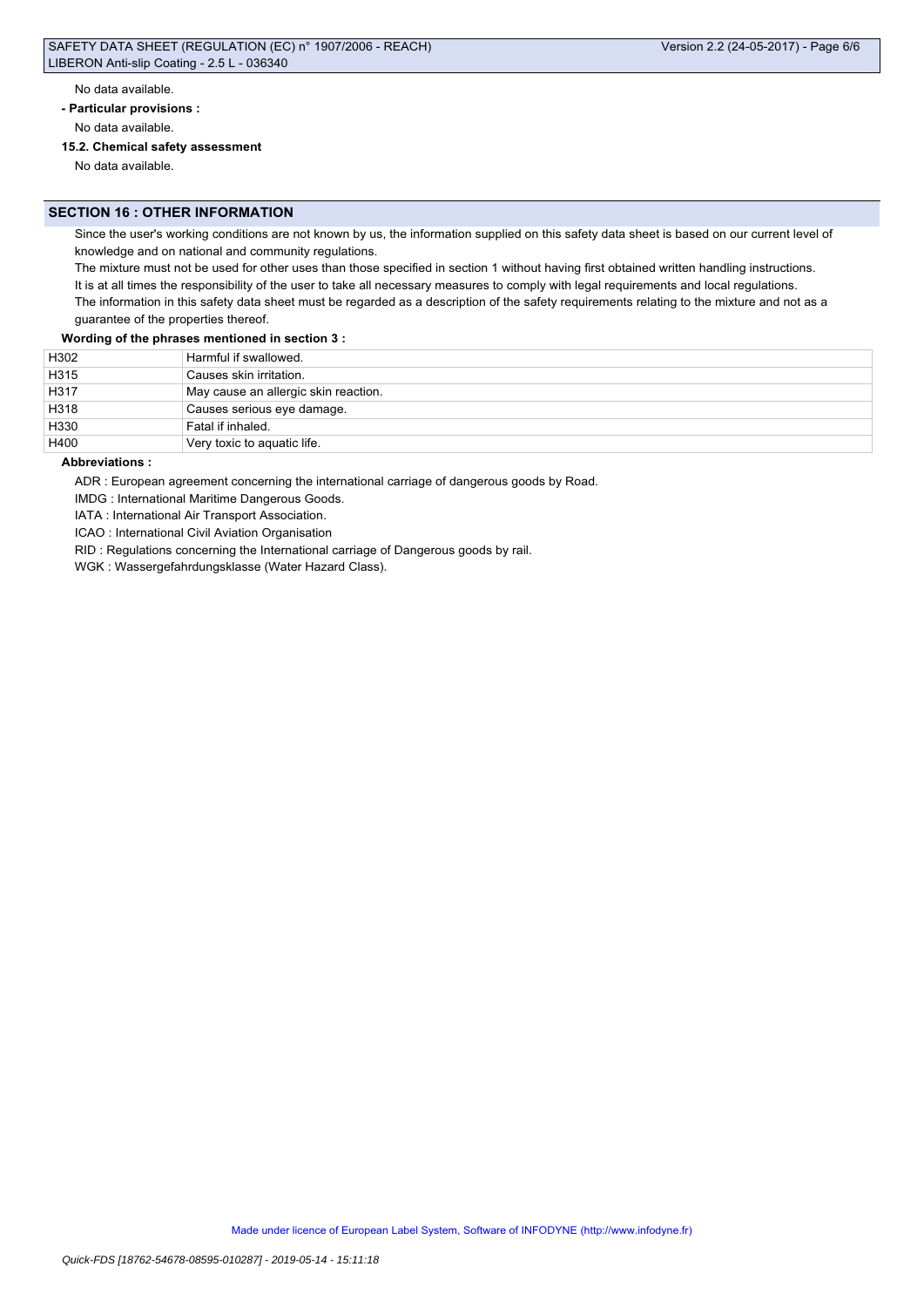No data available.

**- Particular provisions :**

No data available.

**15.2. Chemical safety assessment**

No data available.

## SECTION 16 : OTHER INFORMATION

Since the user's working conditions are not known by us, the information supplied on this safety data sheet is based on our current level of knowledge and on national and community regulations.

The mixture must not be used for other uses than those specified in section 1 without having first obtained written handling instructions.

It is at all times the responsibility of the user to take all necessary measures to comply with legal requirements and local regulations.

The information in this safety data sheet must be regarded as a description of the safety requirements relating to the mixture and not as a guarantee of the properties thereof.

**Wording of the phrases mentioned in section 3 :**

| | |
|---|---|
| H302 | Harmful if swallowed. |
| H315 | Causes skin irritation. |
| H317 | May cause an allergic skin reaction. |
| H318 | Causes serious eye damage. |
| H330 | Fatal if inhaled. |
| H400 | Very toxic to aquatic life. |

**Abbreviations :**

ADR : European agreement concerning the international carriage of dangerous goods by Road.

IMDG : International Maritime Dangerous Goods.

IATA : International Air Transport Association.

ICAO : International Civil Aviation Organisation

RID : Regulations concerning the International carriage of Dangerous goods by rail.

WGK : Wassergefahrdungsklasse (Water Hazard Class).